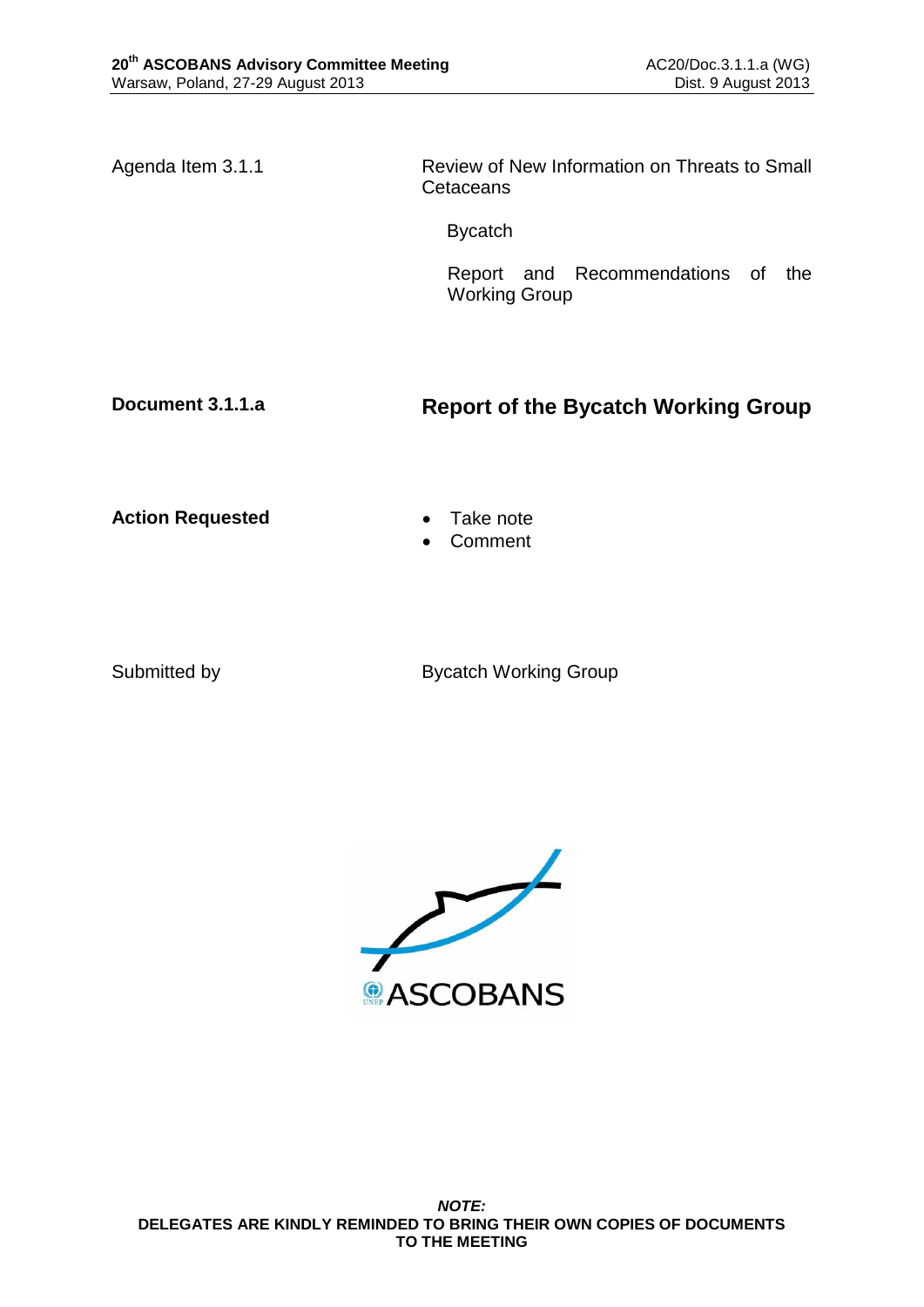Agenda Item 3.1.1

Review of New Information on Threats to Small Cetaceans

Bycatch

Report and Recommendations of the Working Group

**Document 3.1.1.a**

# Report of the Bycatch Working Group

**Action Requested**

- Take note
- Comment

Submitted by

Bycatch Working Group

***NOTE:***
**DELEGATES ARE KINDLY REMINDED TO BRING THEIR OWN COPIES OF DOCUMENTS TO THE MEETING**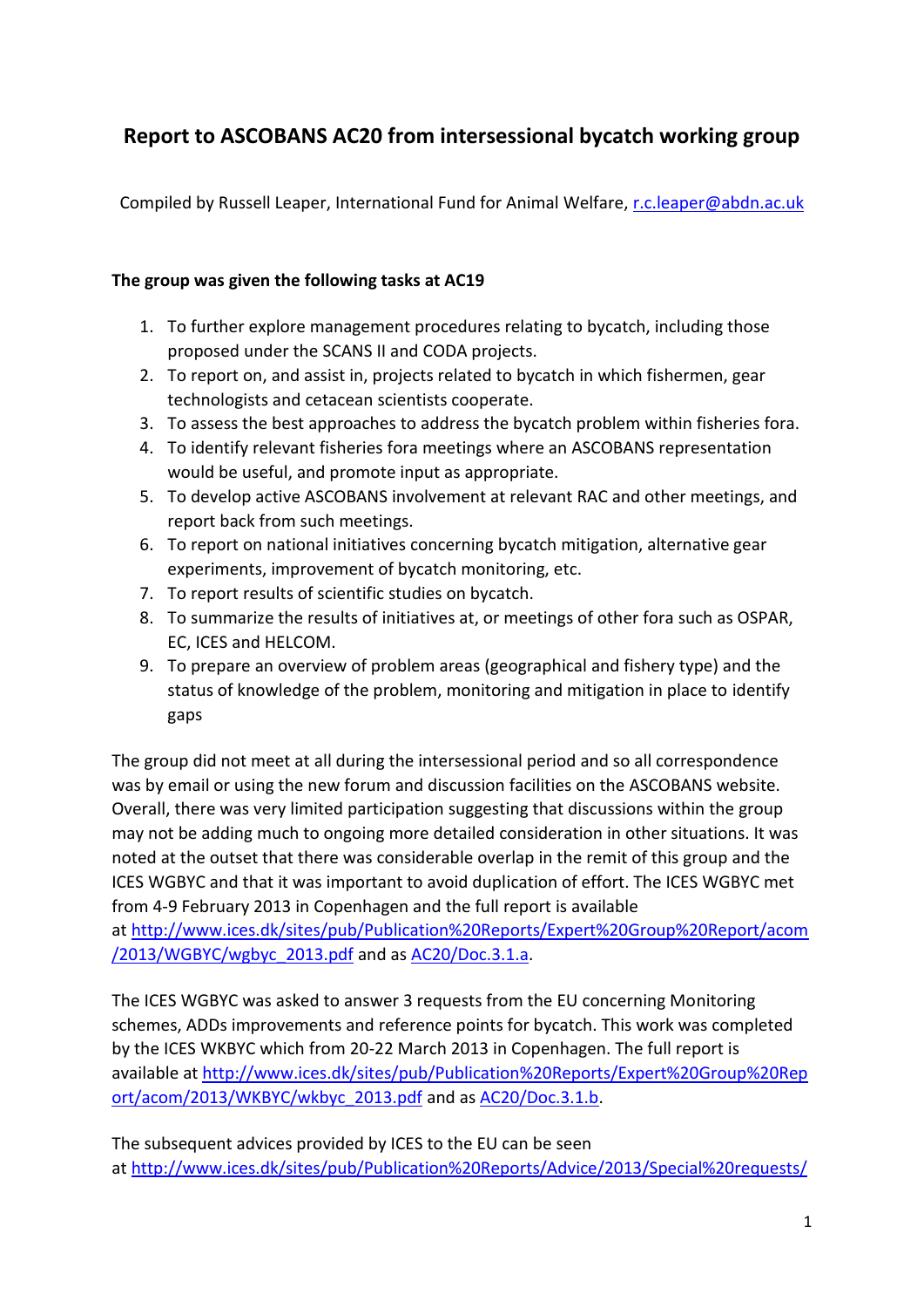# Report to ASCOBANS AC20 from intersessional bycatch working group

Compiled by Russell Leaper, International Fund for Animal Welfare, r.c.leaper@abdn.ac.uk

**The group was given the following tasks at AC19**

1. To further explore management procedures relating to bycatch, including those proposed under the SCANS II and CODA projects.
2. To report on, and assist in, projects related to bycatch in which fishermen, gear technologists and cetacean scientists cooperate.
3. To assess the best approaches to address the bycatch problem within fisheries fora.
4. To identify relevant fisheries fora meetings where an ASCOBANS representation would be useful, and promote input as appropriate.
5. To develop active ASCOBANS involvement at relevant RAC and other meetings, and report back from such meetings.
6. To report on national initiatives concerning bycatch mitigation, alternative gear experiments, improvement of bycatch monitoring, etc.
7. To report results of scientific studies on bycatch.
8. To summarize the results of initiatives at, or meetings of other fora such as OSPAR, EC, ICES and HELCOM.
9. To prepare an overview of problem areas (geographical and fishery type) and the status of knowledge of the problem, monitoring and mitigation in place to identify gaps

The group did not meet at all during the intersessional period and so all correspondence was by email or using the new forum and discussion facilities on the ASCOBANS website. Overall, there was very limited participation suggesting that discussions within the group may not be adding much to ongoing more detailed consideration in other situations. It was noted at the outset that there was considerable overlap in the remit of this group and the ICES WGBYC and that it was important to avoid duplication of effort. The ICES WGBYC met from 4-9 February 2013 in Copenhagen and the full report is available at http://www.ices.dk/sites/pub/Publication%20Reports/Expert%20Group%20Report/acom/2013/WGBYC/wgbyc_2013.pdf and as AC20/Doc.3.1.a.

The ICES WGBYC was asked to answer 3 requests from the EU concerning Monitoring schemes, ADDs improvements and reference points for bycatch. This work was completed by the ICES WKBYC which from 20-22 March 2013 in Copenhagen. The full report is available at http://www.ices.dk/sites/pub/Publication%20Reports/Expert%20Group%20Report/acom/2013/WKBYC/wkbyc_2013.pdf and as AC20/Doc.3.1.b.

The subsequent advices provided by ICES to the EU can be seen at http://www.ices.dk/sites/pub/Publication%20Reports/Advice/2013/Special%20requests/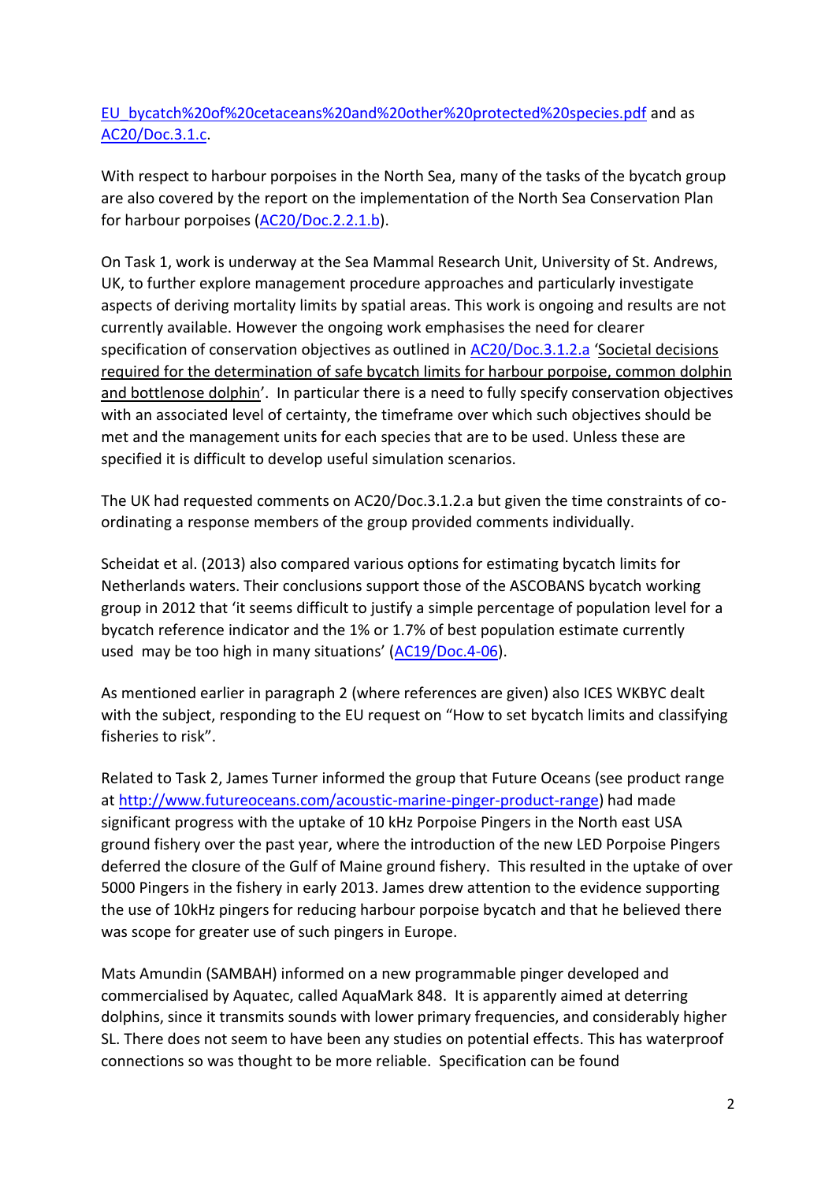EU_bycatch%20of%20cetaceans%20and%20other%20protected%20species.pdf and as AC20/Doc.3.1.c.

With respect to harbour porpoises in the North Sea, many of the tasks of the bycatch group are also covered by the report on the implementation of the North Sea Conservation Plan for harbour porpoises (AC20/Doc.2.2.1.b).

On Task 1, work is underway at the Sea Mammal Research Unit, University of St. Andrews, UK, to further explore management procedure approaches and particularly investigate aspects of deriving mortality limits by spatial areas. This work is ongoing and results are not currently available. However the ongoing work emphasises the need for clearer specification of conservation objectives as outlined in AC20/Doc.3.1.2.a 'Societal decisions required for the determination of safe bycatch limits for harbour porpoise, common dolphin and bottlenose dolphin'. In particular there is a need to fully specify conservation objectives with an associated level of certainty, the timeframe over which such objectives should be met and the management units for each species that are to be used. Unless these are specified it is difficult to develop useful simulation scenarios.

The UK had requested comments on AC20/Doc.3.1.2.a but given the time constraints of co-ordinating a response members of the group provided comments individually.

Scheidat et al. (2013) also compared various options for estimating bycatch limits for Netherlands waters. Their conclusions support those of the ASCOBANS bycatch working group in 2012 that 'it seems difficult to justify a simple percentage of population level for a bycatch reference indicator and the 1% or 1.7% of best population estimate currently used may be too high in many situations' (AC19/Doc.4-06).

As mentioned earlier in paragraph 2 (where references are given) also ICES WKBYC dealt with the subject, responding to the EU request on "How to set bycatch limits and classifying fisheries to risk".

Related to Task 2, James Turner informed the group that Future Oceans (see product range at http://www.futureoceans.com/acoustic-marine-pinger-product-range) had made significant progress with the uptake of 10 kHz Porpoise Pingers in the North east USA ground fishery over the past year, where the introduction of the new LED Porpoise Pingers deferred the closure of the Gulf of Maine ground fishery. This resulted in the uptake of over 5000 Pingers in the fishery in early 2013. James drew attention to the evidence supporting the use of 10kHz pingers for reducing harbour porpoise bycatch and that he believed there was scope for greater use of such pingers in Europe.

Mats Amundin (SAMBAH) informed on a new programmable pinger developed and commercialised by Aquatec, called AquaMark 848. It is apparently aimed at deterring dolphins, since it transmits sounds with lower primary frequencies, and considerably higher SL. There does not seem to have been any studies on potential effects. This has waterproof connections so was thought to be more reliable. Specification can be found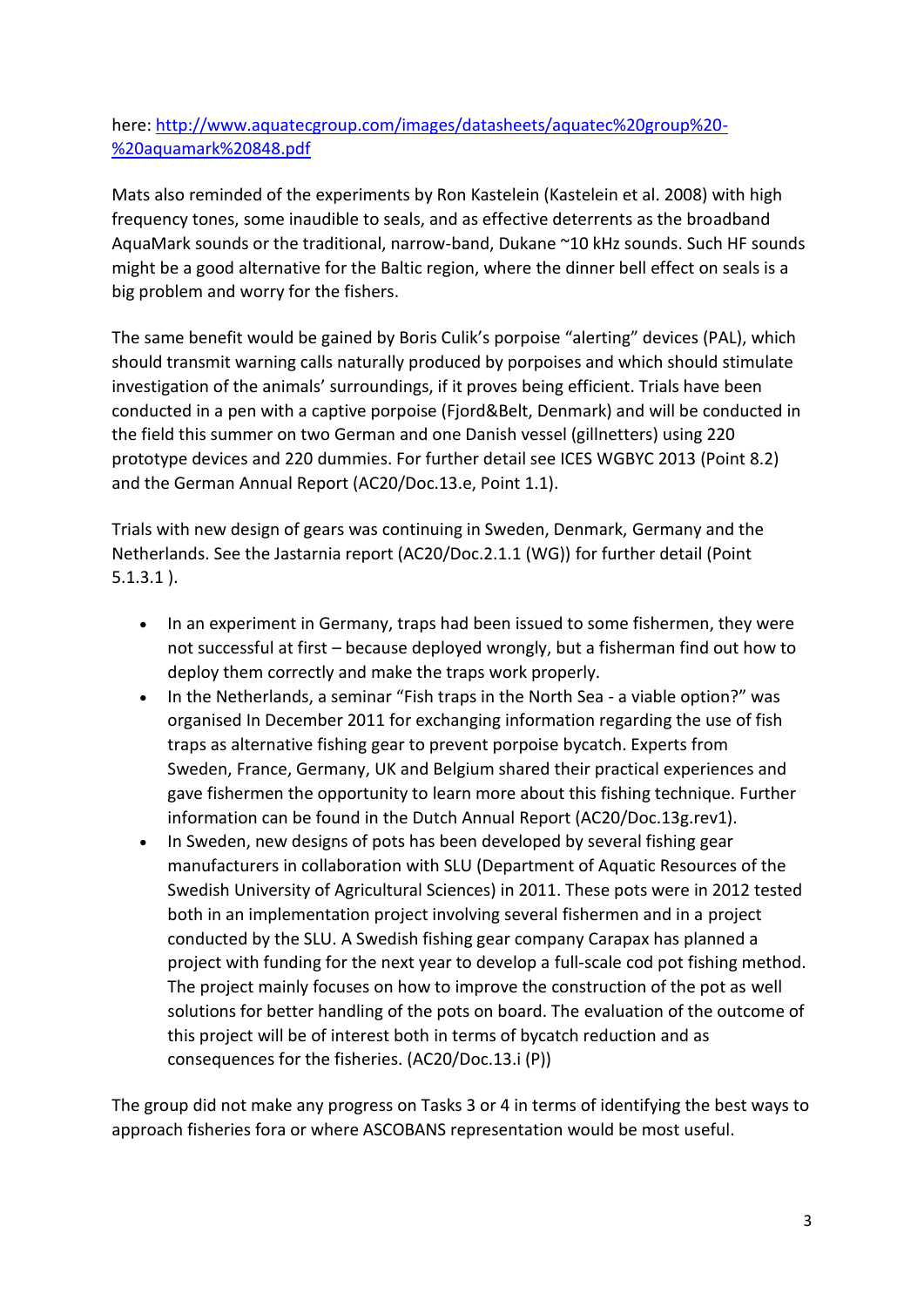here: [http://www.aquatecgroup.com/images/datasheets/aquatec%20group%20-%20aquamark%20848.pdf](http://www.aquatecgroup.com/images/datasheets/aquatec%20group%20-%20aquamark%20848.pdf)

Mats also reminded of the experiments by Ron Kastelein (Kastelein et al. 2008) with high frequency tones, some inaudible to seals, and as effective deterrents as the broadband AquaMark sounds or the traditional, narrow-band, Dukane ~10 kHz sounds. Such HF sounds might be a good alternative for the Baltic region, where the dinner bell effect on seals is a big problem and worry for the fishers.

The same benefit would be gained by Boris Culik's porpoise "alerting" devices (PAL), which should transmit warning calls naturally produced by porpoises and which should stimulate investigation of the animals' surroundings, if it proves being efficient. Trials have been conducted in a pen with a captive porpoise (Fjord&Belt, Denmark) and will be conducted in the field this summer on two German and one Danish vessel (gillnetters) using 220 prototype devices and 220 dummies. For further detail see ICES WGBYC 2013 (Point 8.2) and the German Annual Report (AC20/Doc.13.e, Point 1.1).

Trials with new design of gears was continuing in Sweden, Denmark, Germany and the Netherlands. See the Jastarnia report (AC20/Doc.2.1.1 (WG)) for further detail (Point 5.1.3.1 ).

- In an experiment in Germany, traps had been issued to some fishermen, they were not successful at first – because deployed wrongly, but a fisherman find out how to deploy them correctly and make the traps work properly.
- In the Netherlands, a seminar "Fish traps in the North Sea - a viable option?" was organised In December 2011 for exchanging information regarding the use of fish traps as alternative fishing gear to prevent porpoise bycatch. Experts from Sweden, France, Germany, UK and Belgium shared their practical experiences and gave fishermen the opportunity to learn more about this fishing technique. Further information can be found in the Dutch Annual Report (AC20/Doc.13g.rev1).
- In Sweden, new designs of pots has been developed by several fishing gear manufacturers in collaboration with SLU (Department of Aquatic Resources of the Swedish University of Agricultural Sciences) in 2011. These pots were in 2012 tested both in an implementation project involving several fishermen and in a project conducted by the SLU. A Swedish fishing gear company Carapax has planned a project with funding for the next year to develop a full-scale cod pot fishing method. The project mainly focuses on how to improve the construction of the pot as well solutions for better handling of the pots on board. The evaluation of the outcome of this project will be of interest both in terms of bycatch reduction and as consequences for the fisheries. (AC20/Doc.13.i (P))

The group did not make any progress on Tasks 3 or 4 in terms of identifying the best ways to approach fisheries fora or where ASCOBANS representation would be most useful.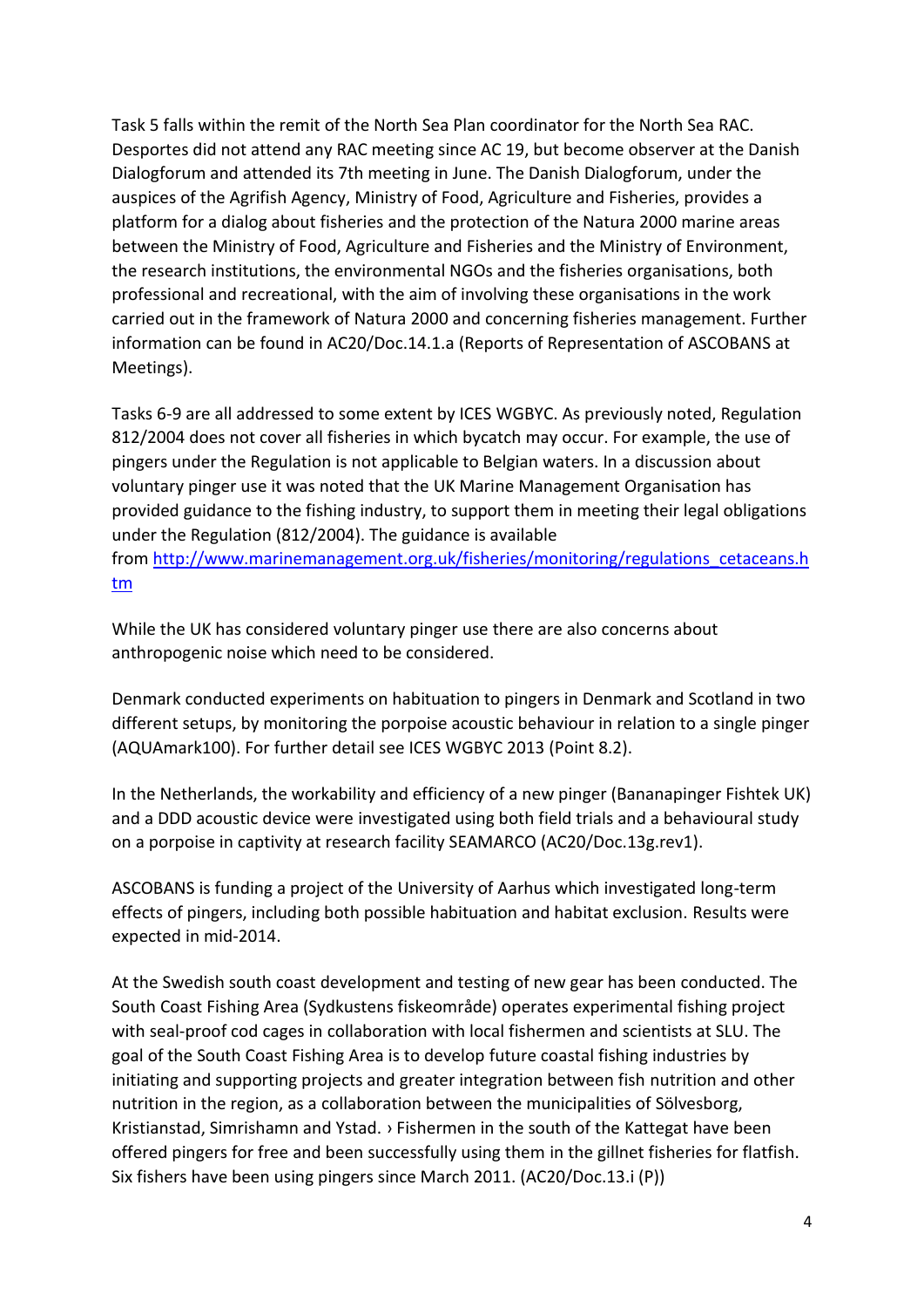Task 5 falls within the remit of the North Sea Plan coordinator for the North Sea RAC. Desportes did not attend any RAC meeting since AC 19, but become observer at the Danish Dialogforum and attended its 7th meeting in June. The Danish Dialogforum, under the auspices of the Agrifish Agency, Ministry of Food, Agriculture and Fisheries, provides a platform for a dialog about fisheries and the protection of the Natura 2000 marine areas between the Ministry of Food, Agriculture and Fisheries and the Ministry of Environment, the research institutions, the environmental NGOs and the fisheries organisations, both professional and recreational, with the aim of involving these organisations in the work carried out in the framework of Natura 2000 and concerning fisheries management. Further information can be found in AC20/Doc.14.1.a (Reports of Representation of ASCOBANS at Meetings).

Tasks 6-9 are all addressed to some extent by ICES WGBYC. As previously noted, Regulation 812/2004 does not cover all fisheries in which bycatch may occur. For example, the use of pingers under the Regulation is not applicable to Belgian waters. In a discussion about voluntary pinger use it was noted that the UK Marine Management Organisation has provided guidance to the fishing industry, to support them in meeting their legal obligations under the Regulation (812/2004). The guidance is available from [http://www.marinemanagement.org.uk/fisheries/monitoring/regulations_cetaceans.htm](http://www.marinemanagement.org.uk/fisheries/monitoring/regulations_cetaceans.htm)

While the UK has considered voluntary pinger use there are also concerns about anthropogenic noise which need to be considered.

Denmark conducted experiments on habituation to pingers in Denmark and Scotland in two different setups, by monitoring the porpoise acoustic behaviour in relation to a single pinger (AQUAmark100). For further detail see ICES WGBYC 2013 (Point 8.2).

In the Netherlands, the workability and efficiency of a new pinger (Bananapinger Fishtek UK) and a DDD acoustic device were investigated using both field trials and a behavioural study on a porpoise in captivity at research facility SEAMARCO (AC20/Doc.13g.rev1).

ASCOBANS is funding a project of the University of Aarhus which investigated long-term effects of pingers, including both possible habituation and habitat exclusion. Results were expected in mid-2014.

At the Swedish south coast development and testing of new gear has been conducted. The South Coast Fishing Area (Sydkustens fiskeområde) operates experimental fishing project with seal-proof cod cages in collaboration with local fishermen and scientists at SLU. The goal of the South Coast Fishing Area is to develop future coastal fishing industries by initiating and supporting projects and greater integration between fish nutrition and other nutrition in the region, as a collaboration between the municipalities of Sölvesborg, Kristianstad, Simrishamn and Ystad. › Fishermen in the south of the Kattegat have been offered pingers for free and been successfully using them in the gillnet fisheries for flatfish. Six fishers have been using pingers since March 2011. (AC20/Doc.13.i (P))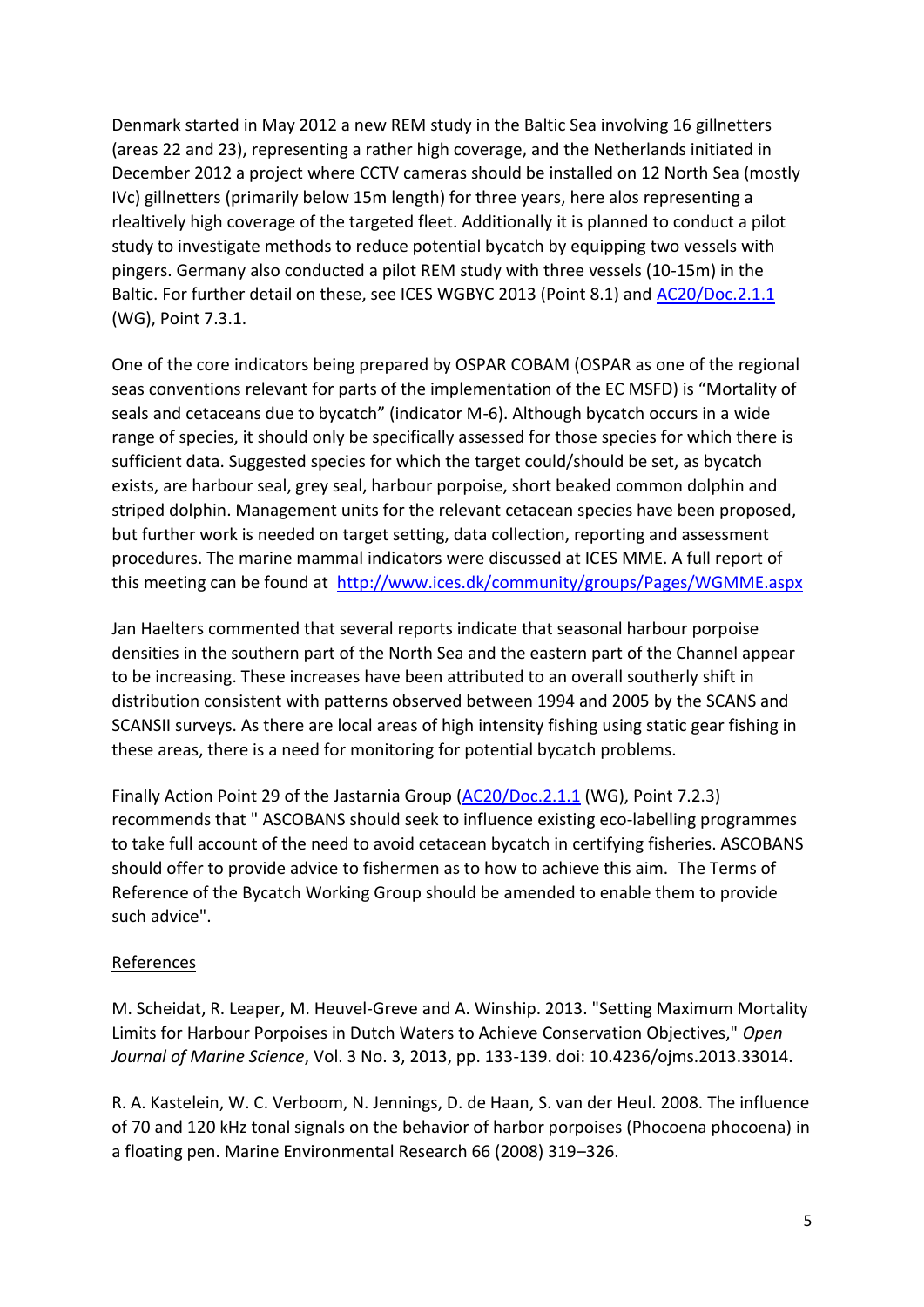Denmark started in May 2012 a new REM study in the Baltic Sea involving 16 gillnetters (areas 22 and 23), representing a rather high coverage, and the Netherlands initiated in December 2012 a project where CCTV cameras should be installed on 12 North Sea (mostly IVc) gillnetters (primarily below 15m length) for three years, here alos representing a rlealtively high coverage of the targeted fleet. Additionally it is planned to conduct a pilot study to investigate methods to reduce potential bycatch by equipping two vessels with pingers. Germany also conducted a pilot REM study with three vessels (10-15m) in the Baltic. For further detail on these, see ICES WGBYC 2013 (Point 8.1) and [AC20/Doc.2.1.1](AC20/Doc.2.1.1) (WG), Point 7.3.1.

One of the core indicators being prepared by OSPAR COBAM (OSPAR as one of the regional seas conventions relevant for parts of the implementation of the EC MSFD) is "Mortality of seals and cetaceans due to bycatch" (indicator M-6). Although bycatch occurs in a wide range of species, it should only be specifically assessed for those species for which there is sufficient data. Suggested species for which the target could/should be set, as bycatch exists, are harbour seal, grey seal, harbour porpoise, short beaked common dolphin and striped dolphin. Management units for the relevant cetacean species have been proposed, but further work is needed on target setting, data collection, reporting and assessment procedures. The marine mammal indicators were discussed at ICES MME. A full report of this meeting can be found at http://www.ices.dk/community/groups/Pages/WGMME.aspx

Jan Haelters commented that several reports indicate that seasonal harbour porpoise densities in the southern part of the North Sea and the eastern part of the Channel appear to be increasing. These increases have been attributed to an overall southerly shift in distribution consistent with patterns observed between 1994 and 2005 by the SCANS and SCANSII surveys. As there are local areas of high intensity fishing using static gear fishing in these areas, there is a need for monitoring for potential bycatch problems.

Finally Action Point 29 of the Jastarnia Group ([AC20/Doc.2.1.1](AC20/Doc.2.1.1) (WG), Point 7.2.3) recommends that " ASCOBANS should seek to influence existing eco-labelling programmes to take full account of the need to avoid cetacean bycatch in certifying fisheries. ASCOBANS should offer to provide advice to fishermen as to how to achieve this aim. The Terms of Reference of the Bycatch Working Group should be amended to enable them to provide such advice".

## References

M. Scheidat, R. Leaper, M. Heuvel-Greve and A. Winship. 2013. "Setting Maximum Mortality Limits for Harbour Porpoises in Dutch Waters to Achieve Conservation Objectives," *Open Journal of Marine Science*, Vol. 3 No. 3, 2013, pp. 133-139. doi: 10.4236/ojms.2013.33014.

R. A. Kastelein, W. C. Verboom, N. Jennings, D. de Haan, S. van der Heul. 2008. The influence of 70 and 120 kHz tonal signals on the behavior of harbor porpoises (Phocoena phocoena) in a floating pen. Marine Environmental Research 66 (2008) 319–326.